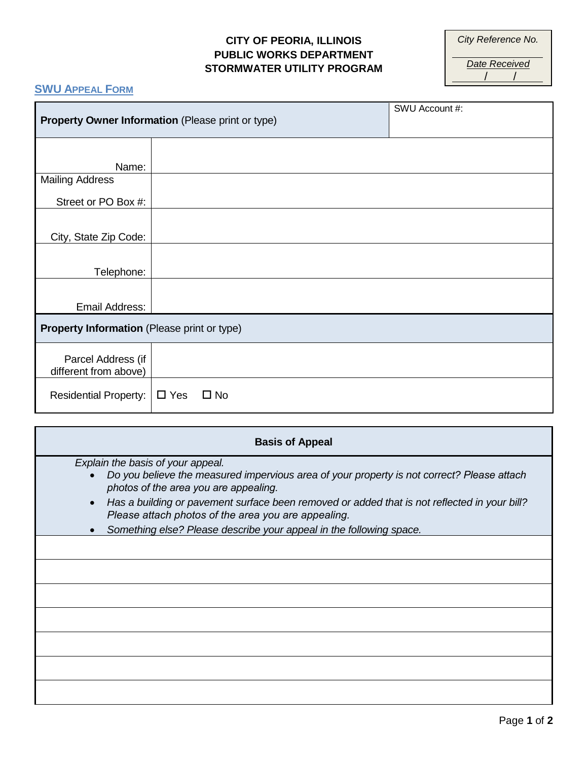**CITY OF PEORIA, ILLINOIS**
**PUBLIC WORKS DEPARTMENT**
**STORMWATER UTILITY PROGRAM**

| *City Reference No.* |
| --- |
| |
| *Date Received* |
| / / |

## SWU APPEAL FORM

| **Property Owner Information** (Please print or type) | SWU Account #: |
| --- | --- |
| Name: | |
| Mailing Address<br>Street or PO Box #: | |
| City, State Zip Code: | |
| Telephone: | |
| Email Address: | |
| **Property Information** (Please print or type) | |
| Parcel Address (if different from above) | |
| Residential Property: | ☐ Yes ☐ No |

| **Basis of Appeal** |
| --- |
| *Explain the basis of your appeal.*<br>• *Do you believe the measured impervious area of your property is not correct? Please attach photos of the area you are appealing.*<br>• *Has a building or pavement surface been removed or added that is not reflected in your bill? Please attach photos of the area you are appealing.*<br>• *Something else? Please describe your appeal in the following space.* |
| |
| |
| |
| |
| |
| |
| |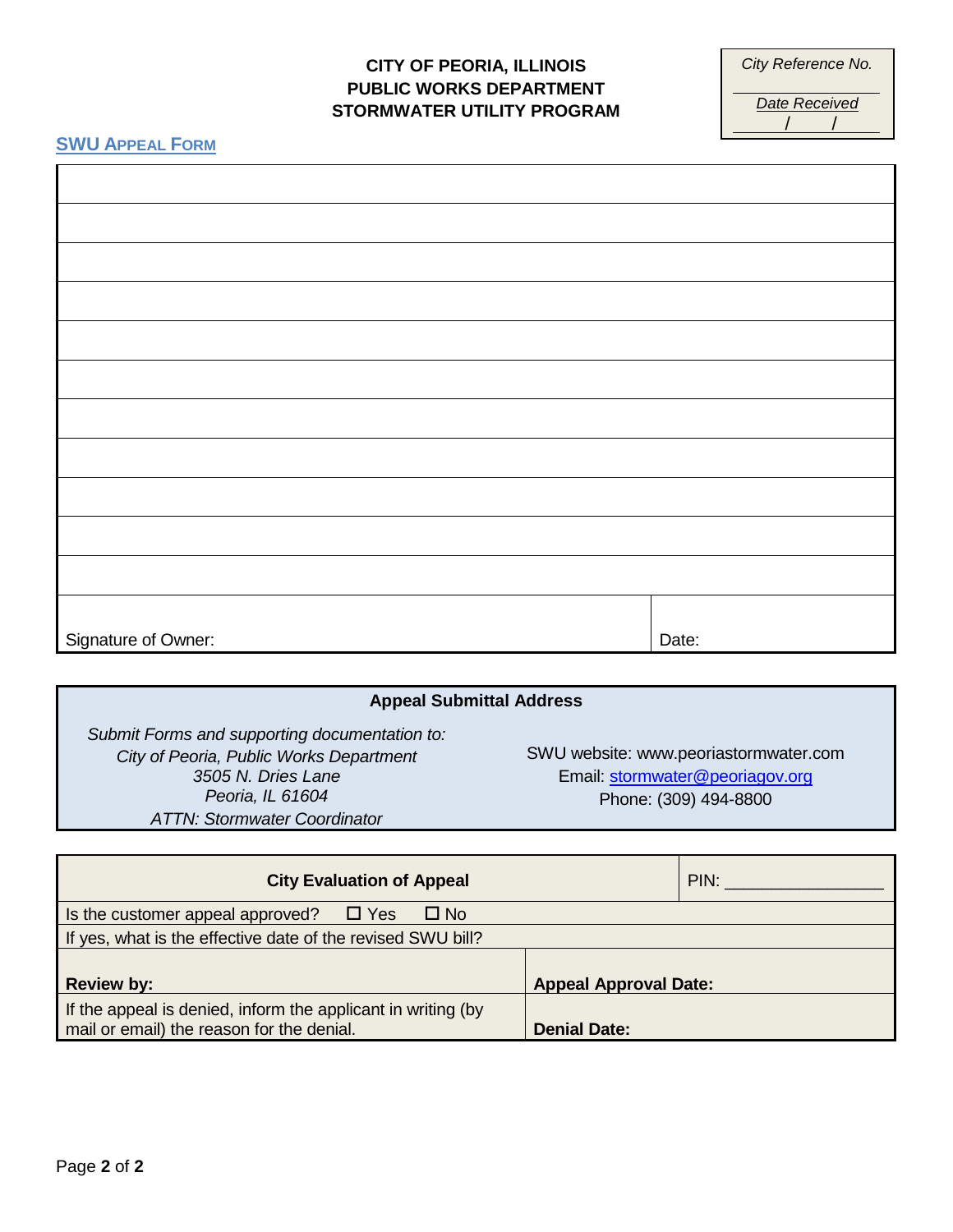**CITY OF PEORIA, ILLINOIS**
**PUBLIC WORKS DEPARTMENT**
**STORMWATER UTILITY PROGRAM**

| *City Reference No.* |
| --- |
| *Date Received* |
| / / |

## SWU APPEAL FORM

| | |
| --- | --- |
| | |
| | |
| | |
| | |
| | |
| | |
| | |
| | |
| | |
| | |
| | |
| Signature of Owner: | Date: |

| **Appeal Submittal Address** | |
| --- | --- |
| *Submit Forms and supporting documentation to:*<br>*City of Peoria, Public Works Department*<br>*3505 N. Dries Lane*<br>*Peoria, IL 61604*<br>*ATTN: Stormwater Coordinator* | SWU website: www.peoriastormwater.com<br>Email: stormwater@peoriagov.org<br>Phone: (309) 494-8800 |

| **City Evaluation of Appeal** | PIN: ________________ |
| --- | --- |
| Is the customer appeal approved? ☐ Yes ☐ No | |
| If yes, what is the effective date of the revised SWU bill? | |
| **Review by:** | **Appeal Approval Date:** |
| If the appeal is denied, inform the applicant in writing (by mail or email) the reason for the denial. | **Denial Date:** |